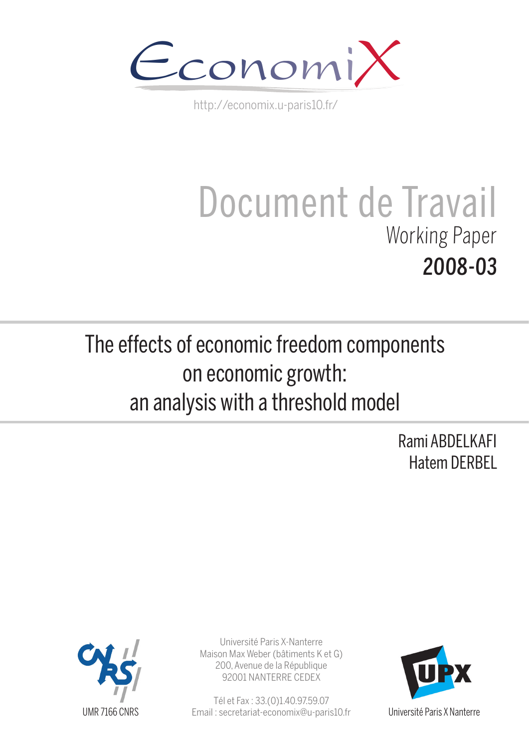EconomiX

http://economix.u-paris10.fr/

# Document de Travail

Working Paper

**2008-03**

## The effects of economic freedom components on economic growth: an analysis with a threshold model

Rami ABDELKAFI

Hatem DERBEL

UMR 7166 CNRS

Université Paris X-Nanterre
Maison Max Weber (bâtiments K et G)
200, Avenue de la République
92001 NANTERRE CEDEX

Tél et Fax : 33.(0)1.40.97.59.07
Email : secretariat-economix@u-paris10.fr

Université Paris X Nanterre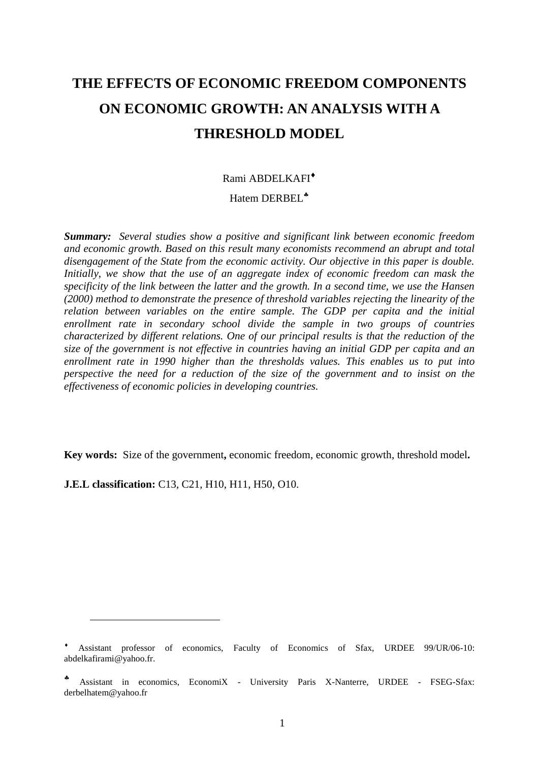# THE EFFECTS OF ECONOMIC FREEDOM COMPONENTS ON ECONOMIC GROWTH: AN ANALYSIS WITH A THRESHOLD MODEL

Rami ABDELKAFI[♦]

Hatem DERBEL[♣]

***Summary:*** *Several studies show a positive and significant link between economic freedom and economic growth. Based on this result many economists recommend an abrupt and total disengagement of the State from the economic activity. Our objective in this paper is double. Initially, we show that the use of an aggregate index of economic freedom can mask the specificity of the link between the latter and the growth. In a second time, we use the Hansen (2000) method to demonstrate the presence of threshold variables rejecting the linearity of the relation between variables on the entire sample. The GDP per capita and the initial enrollment rate in secondary school divide the sample in two groups of countries characterized by different relations. One of our principal results is that the reduction of the size of the government is not effective in countries having an initial GDP per capita and an enrollment rate in 1990 higher than the thresholds values. This enables us to put into perspective the need for a reduction of the size of the government and to insist on the effectiveness of economic policies in developing countries.*

**Key words:** Size of the government**,** economic freedom, economic growth, threshold model**.**

**J.E.L classification:** C13, C21, H10, H11, H50, O10.

---

[♦] Assistant professor of economics, Faculty of Economics of Sfax, URDEE 99/UR/06-10: abdelkafirami@yahoo.fr.

[♣] Assistant in economics, EconomiX - University Paris X-Nanterre, URDEE - FSEG-Sfax: derbelhatem@yahoo.fr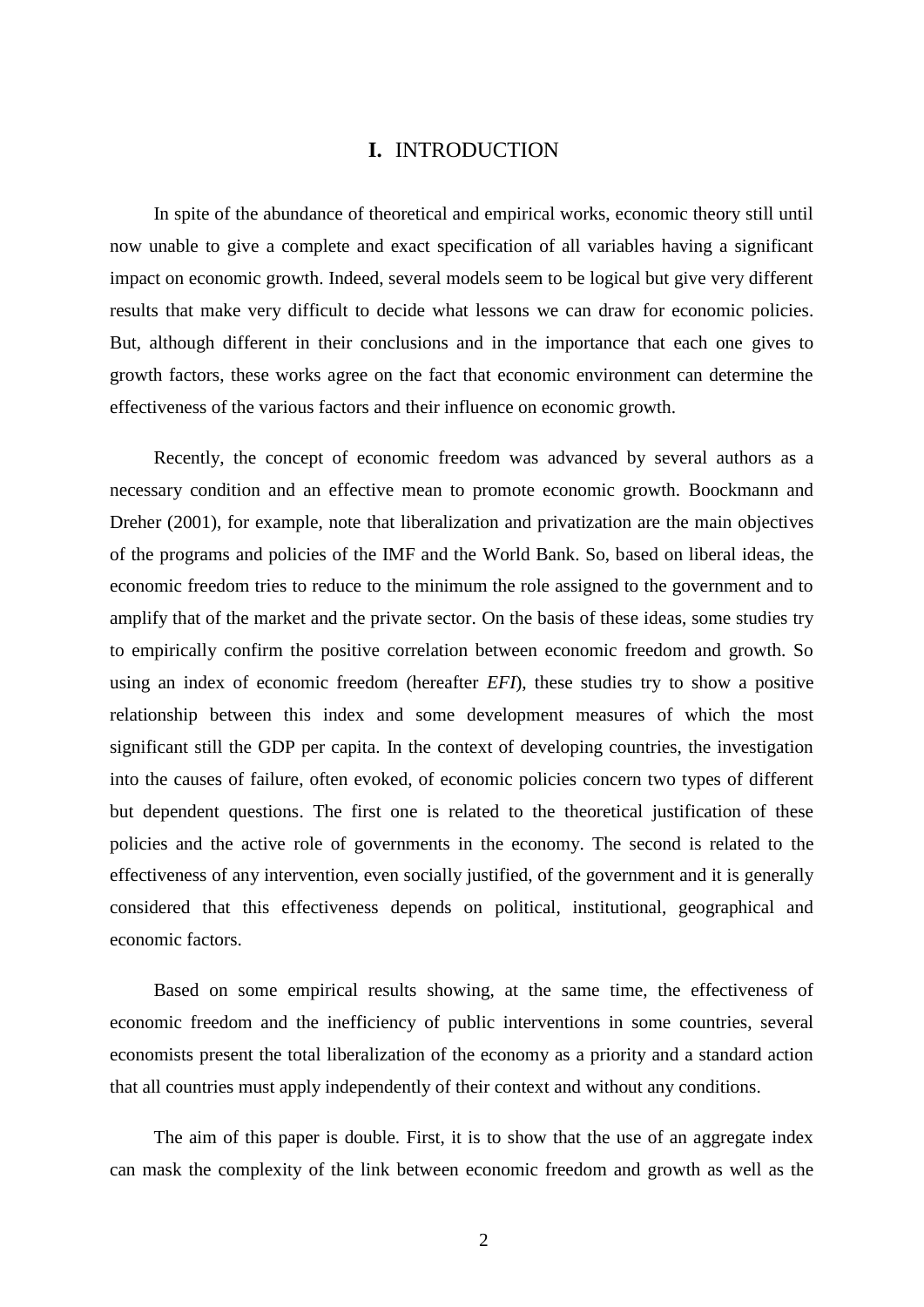# I. INTRODUCTION

In spite of the abundance of theoretical and empirical works, economic theory still until now unable to give a complete and exact specification of all variables having a significant impact on economic growth. Indeed, several models seem to be logical but give very different results that make very difficult to decide what lessons we can draw for economic policies. But, although different in their conclusions and in the importance that each one gives to growth factors, these works agree on the fact that economic environment can determine the effectiveness of the various factors and their influence on economic growth.

Recently, the concept of economic freedom was advanced by several authors as a necessary condition and an effective mean to promote economic growth. Boockmann and Dreher (2001), for example, note that liberalization and privatization are the main objectives of the programs and policies of the IMF and the World Bank. So, based on liberal ideas, the economic freedom tries to reduce to the minimum the role assigned to the government and to amplify that of the market and the private sector. On the basis of these ideas, some studies try to empirically confirm the positive correlation between economic freedom and growth. So using an index of economic freedom (hereafter *EFI*), these studies try to show a positive relationship between this index and some development measures of which the most significant still the GDP per capita. In the context of developing countries, the investigation into the causes of failure, often evoked, of economic policies concern two types of different but dependent questions. The first one is related to the theoretical justification of these policies and the active role of governments in the economy. The second is related to the effectiveness of any intervention, even socially justified, of the government and it is generally considered that this effectiveness depends on political, institutional, geographical and economic factors.

Based on some empirical results showing, at the same time, the effectiveness of economic freedom and the inefficiency of public interventions in some countries, several economists present the total liberalization of the economy as a priority and a standard action that all countries must apply independently of their context and without any conditions.

The aim of this paper is double. First, it is to show that the use of an aggregate index can mask the complexity of the link between economic freedom and growth as well as the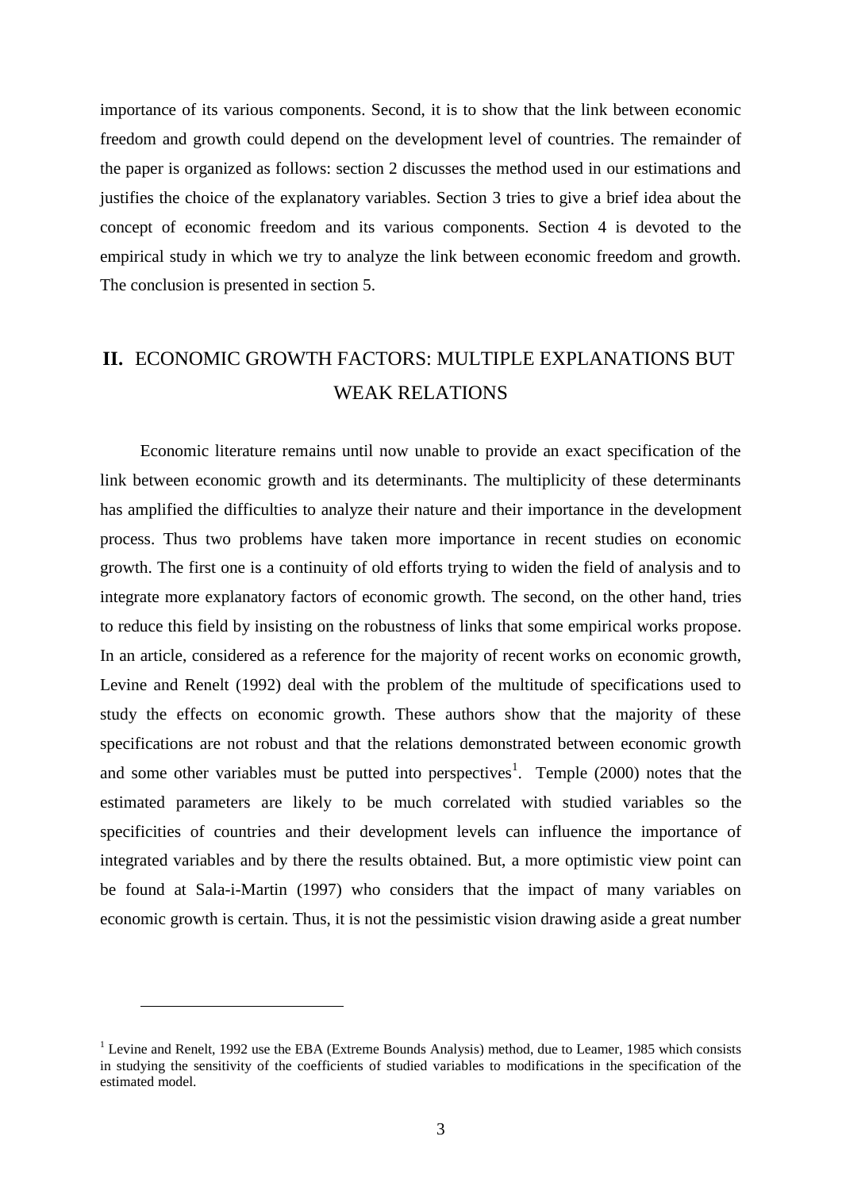importance of its various components. Second, it is to show that the link between economic freedom and growth could depend on the development level of countries. The remainder of the paper is organized as follows: section 2 discusses the method used in our estimations and justifies the choice of the explanatory variables. Section 3 tries to give a brief idea about the concept of economic freedom and its various components. Section 4 is devoted to the empirical study in which we try to analyze the link between economic freedom and growth. The conclusion is presented in section 5.

## II. ECONOMIC GROWTH FACTORS: MULTIPLE EXPLANATIONS BUT WEAK RELATIONS

Economic literature remains until now unable to provide an exact specification of the link between economic growth and its determinants. The multiplicity of these determinants has amplified the difficulties to analyze their nature and their importance in the development process. Thus two problems have taken more importance in recent studies on economic growth. The first one is a continuity of old efforts trying to widen the field of analysis and to integrate more explanatory factors of economic growth. The second, on the other hand, tries to reduce this field by insisting on the robustness of links that some empirical works propose. In an article, considered as a reference for the majority of recent works on economic growth, Levine and Renelt (1992) deal with the problem of the multitude of specifications used to study the effects on economic growth. These authors show that the majority of these specifications are not robust and that the relations demonstrated between economic growth and some other variables must be putted into perspectives[1]. Temple (2000) notes that the estimated parameters are likely to be much correlated with studied variables so the specificities of countries and their development levels can influence the importance of integrated variables and by there the results obtained. But, a more optimistic view point can be found at Sala-i-Martin (1997) who considers that the impact of many variables on economic growth is certain. Thus, it is not the pessimistic vision drawing aside a great number

[1] Levine and Renelt, 1992 use the EBA (Extreme Bounds Analysis) method, due to Leamer, 1985 which consists in studying the sensitivity of the coefficients of studied variables to modifications in the specification of the estimated model.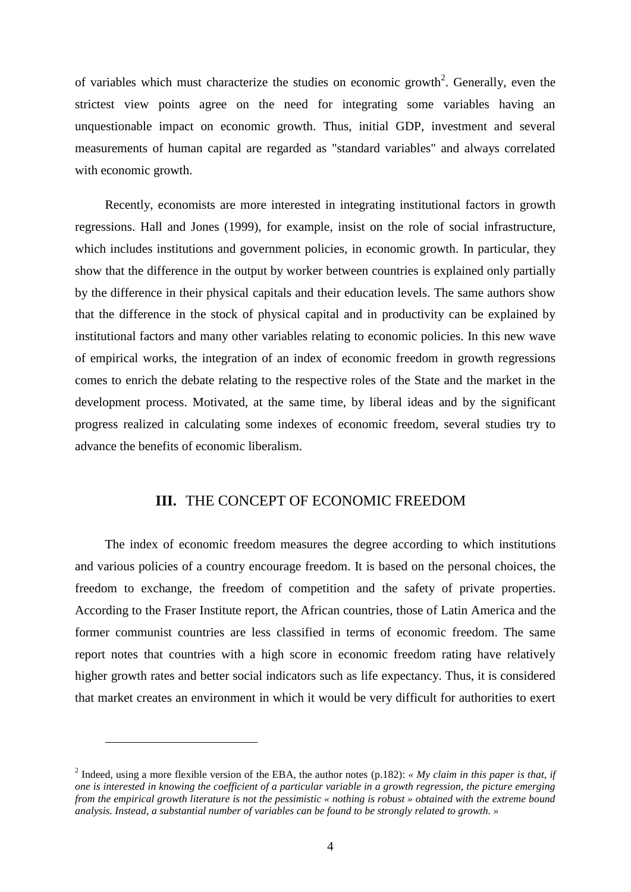of variables which must characterize the studies on economic growth[2]. Generally, even the strictest view points agree on the need for integrating some variables having an unquestionable impact on economic growth. Thus, initial GDP, investment and several measurements of human capital are regarded as "standard variables" and always correlated with economic growth.

Recently, economists are more interested in integrating institutional factors in growth regressions. Hall and Jones (1999), for example, insist on the role of social infrastructure, which includes institutions and government policies, in economic growth. In particular, they show that the difference in the output by worker between countries is explained only partially by the difference in their physical capitals and their education levels. The same authors show that the difference in the stock of physical capital and in productivity can be explained by institutional factors and many other variables relating to economic policies. In this new wave of empirical works, the integration of an index of economic freedom in growth regressions comes to enrich the debate relating to the respective roles of the State and the market in the development process. Motivated, at the same time, by liberal ideas and by the significant progress realized in calculating some indexes of economic freedom, several studies try to advance the benefits of economic liberalism.

## III. THE CONCEPT OF ECONOMIC FREEDOM

The index of economic freedom measures the degree according to which institutions and various policies of a country encourage freedom. It is based on the personal choices, the freedom to exchange, the freedom of competition and the safety of private properties. According to the Fraser Institute report, the African countries, those of Latin America and the former communist countries are less classified in terms of economic freedom. The same report notes that countries with a high score in economic freedom rating have relatively higher growth rates and better social indicators such as life expectancy. Thus, it is considered that market creates an environment in which it would be very difficult for authorities to exert

---

[2] Indeed, using a more flexible version of the EBA, the author notes (p.182): *« My claim in this paper is that, if one is interested in knowing the coefficient of a particular variable in a growth regression, the picture emerging from the empirical growth literature is not the pessimistic « nothing is robust » obtained with the extreme bound analysis. Instead, a substantial number of variables can be found to be strongly related to growth. »*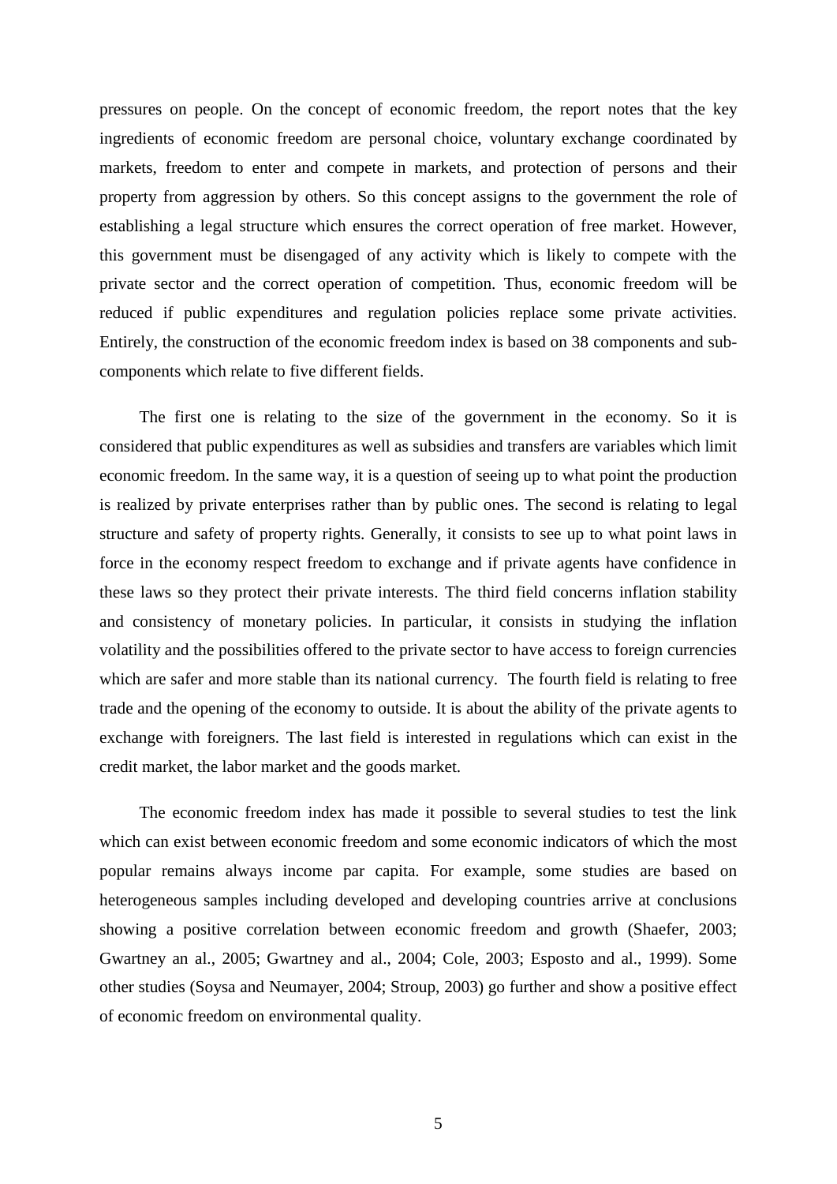pressures on people. On the concept of economic freedom, the report notes that the key ingredients of economic freedom are personal choice, voluntary exchange coordinated by markets, freedom to enter and compete in markets, and protection of persons and their property from aggression by others. So this concept assigns to the government the role of establishing a legal structure which ensures the correct operation of free market. However, this government must be disengaged of any activity which is likely to compete with the private sector and the correct operation of competition. Thus, economic freedom will be reduced if public expenditures and regulation policies replace some private activities. Entirely, the construction of the economic freedom index is based on 38 components and sub-components which relate to five different fields.

The first one is relating to the size of the government in the economy. So it is considered that public expenditures as well as subsidies and transfers are variables which limit economic freedom. In the same way, it is a question of seeing up to what point the production is realized by private enterprises rather than by public ones. The second is relating to legal structure and safety of property rights. Generally, it consists to see up to what point laws in force in the economy respect freedom to exchange and if private agents have confidence in these laws so they protect their private interests. The third field concerns inflation stability and consistency of monetary policies. In particular, it consists in studying the inflation volatility and the possibilities offered to the private sector to have access to foreign currencies which are safer and more stable than its national currency. The fourth field is relating to free trade and the opening of the economy to outside. It is about the ability of the private agents to exchange with foreigners. The last field is interested in regulations which can exist in the credit market, the labor market and the goods market.

The economic freedom index has made it possible to several studies to test the link which can exist between economic freedom and some economic indicators of which the most popular remains always income par capita. For example, some studies are based on heterogeneous samples including developed and developing countries arrive at conclusions showing a positive correlation between economic freedom and growth (Shaefer, 2003; Gwartney an al., 2005; Gwartney and al., 2004; Cole, 2003; Esposto and al., 1999). Some other studies (Soysa and Neumayer, 2004; Stroup, 2003) go further and show a positive effect of economic freedom on environmental quality.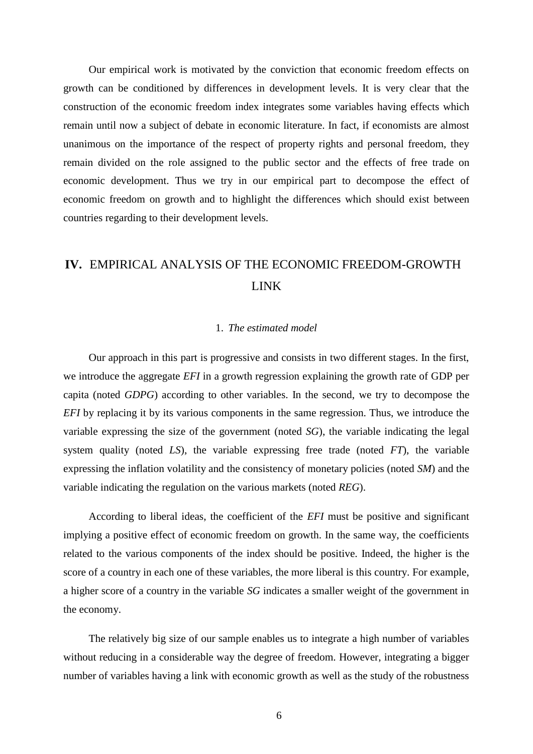Our empirical work is motivated by the conviction that economic freedom effects on growth can be conditioned by differences in development levels. It is very clear that the construction of the economic freedom index integrates some variables having effects which remain until now a subject of debate in economic literature. In fact, if economists are almost unanimous on the importance of the respect of property rights and personal freedom, they remain divided on the role assigned to the public sector and the effects of free trade on economic development. Thus we try in our empirical part to decompose the effect of economic freedom on growth and to highlight the differences which should exist between countries regarding to their development levels.

## IV. EMPIRICAL ANALYSIS OF THE ECONOMIC FREEDOM-GROWTH LINK

### 1. *The estimated model*

Our approach in this part is progressive and consists in two different stages. In the first, we introduce the aggregate *EFI* in a growth regression explaining the growth rate of GDP per capita (noted *GDPG*) according to other variables. In the second, we try to decompose the *EFI* by replacing it by its various components in the same regression. Thus, we introduce the variable expressing the size of the government (noted *SG*), the variable indicating the legal system quality (noted *LS*), the variable expressing free trade (noted *FT*), the variable expressing the inflation volatility and the consistency of monetary policies (noted *SM*) and the variable indicating the regulation on the various markets (noted *REG*).

According to liberal ideas, the coefficient of the *EFI* must be positive and significant implying a positive effect of economic freedom on growth. In the same way, the coefficients related to the various components of the index should be positive. Indeed, the higher is the score of a country in each one of these variables, the more liberal is this country. For example, a higher score of a country in the variable *SG* indicates a smaller weight of the government in the economy.

The relatively big size of our sample enables us to integrate a high number of variables without reducing in a considerable way the degree of freedom. However, integrating a bigger number of variables having a link with economic growth as well as the study of the robustness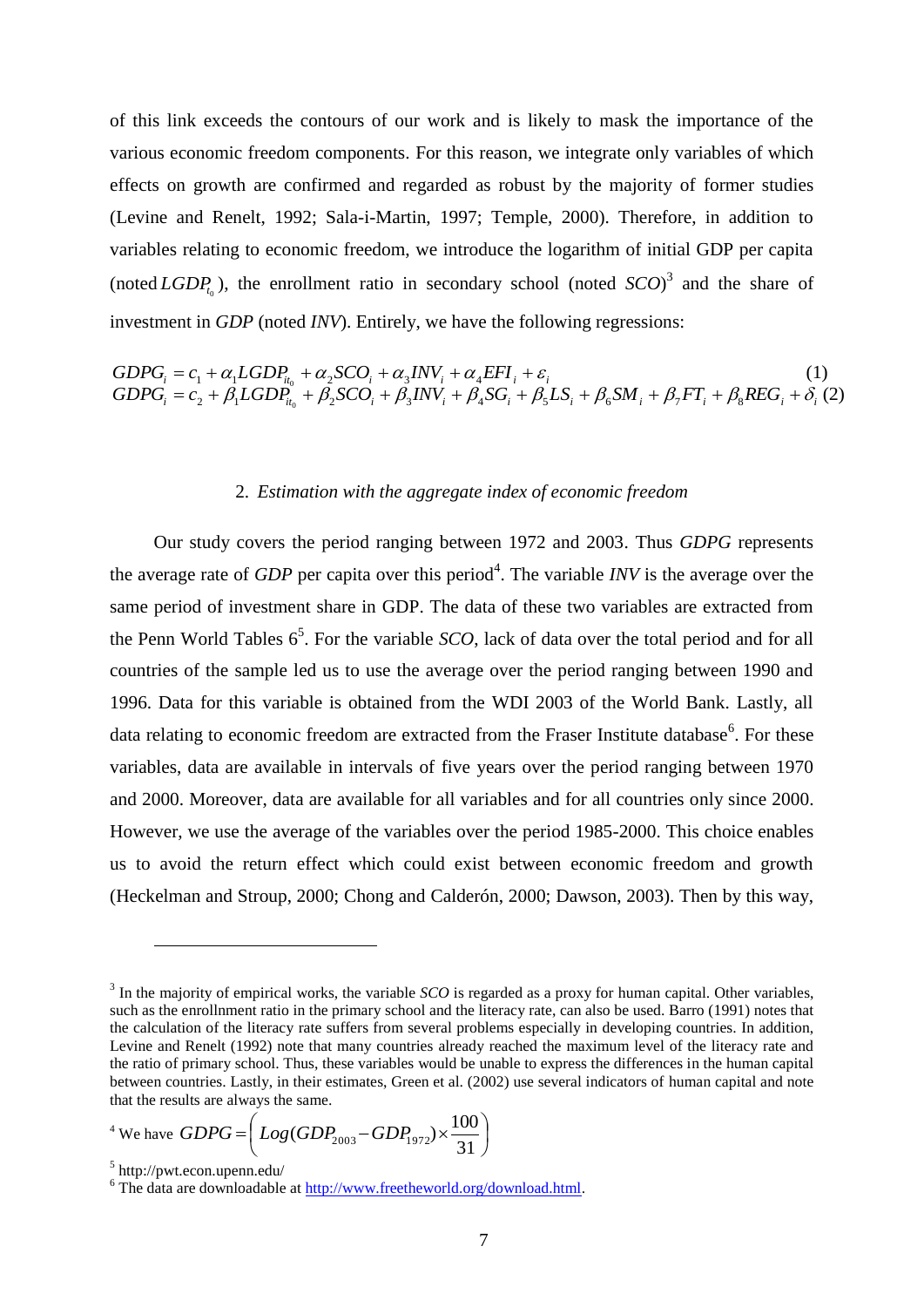of this link exceeds the contours of our work and is likely to mask the importance of the various economic freedom components. For this reason, we integrate only variables of which effects on growth are confirmed and regarded as robust by the majority of former studies (Levine and Renelt, 1992; Sala-i-Martin, 1997; Temple, 2000). Therefore, in addition to variables relating to economic freedom, we introduce the logarithm of initial GDP per capita (noted $LGDP_{t_0}$), the enrollment ratio in secondary school (noted *SCO*)[3] and the share of investment in *GDP* (noted *INV*). Entirely, we have the following regressions:

$$GDPG_i = c_1 + \alpha_1 LGDP_{it_0} + \alpha_2 SCO_i + \alpha_3 INV_i + \alpha_4 EFI_i + \varepsilon_i \quad (1)$$

$$GDPG_i = c_2 + \beta_1 LGDP_{it_0} + \beta_2 SCO_i + \beta_3 INV_i + \beta_4 SG_i + \beta_5 LS_i + \beta_6 SM_i + \beta_7 FT_i + \beta_8 REG_i + \delta_i \quad (2)$$

## 2. *Estimation with the aggregate index of economic freedom*

Our study covers the period ranging between 1972 and 2003. Thus *GDPG* represents the average rate of *GDP* per capita over this period[4]. The variable *INV* is the average over the same period of investment share in GDP. The data of these two variables are extracted from the Penn World Tables 6[5]. For the variable *SCO*, lack of data over the total period and for all countries of the sample led us to use the average over the period ranging between 1990 and 1996. Data for this variable is obtained from the WDI 2003 of the World Bank. Lastly, all data relating to economic freedom are extracted from the Fraser Institute database[6]. For these variables, data are available in intervals of five years over the period ranging between 1970 and 2000. Moreover, data are available for all variables and for all countries only since 2000. However, we use the average of the variables over the period 1985-2000. This choice enables us to avoid the return effect which could exist between economic freedom and growth (Heckelman and Stroup, 2000; Chong and Calderón, 2000; Dawson, 2003). Then by this way,

---

[3] In the majority of empirical works, the variable *SCO* is regarded as a proxy for human capital. Other variables, such as the enrollment ratio in the primary school and the literacy rate, can also be used. Barro (1991) notes that the calculation of the literacy rate suffers from several problems especially in developing countries. In addition, Levine and Renelt (1992) note that many countries already reached the maximum level of the literacy rate and the ratio of primary school. Thus, these variables would be unable to express the differences in the human capital between countries. Lastly, in their estimates, Green et al. (2002) use several indicators of human capital and note that the results are always the same.

[4] We have $GDPG = \left( Log(GDP_{2003} - GDP_{1972}) \times \frac{100}{31} \right)$

[5] http://pwt.econ.upenn.edu/

[6] The data are downloadable at http://www.freetheworld.org/download.html.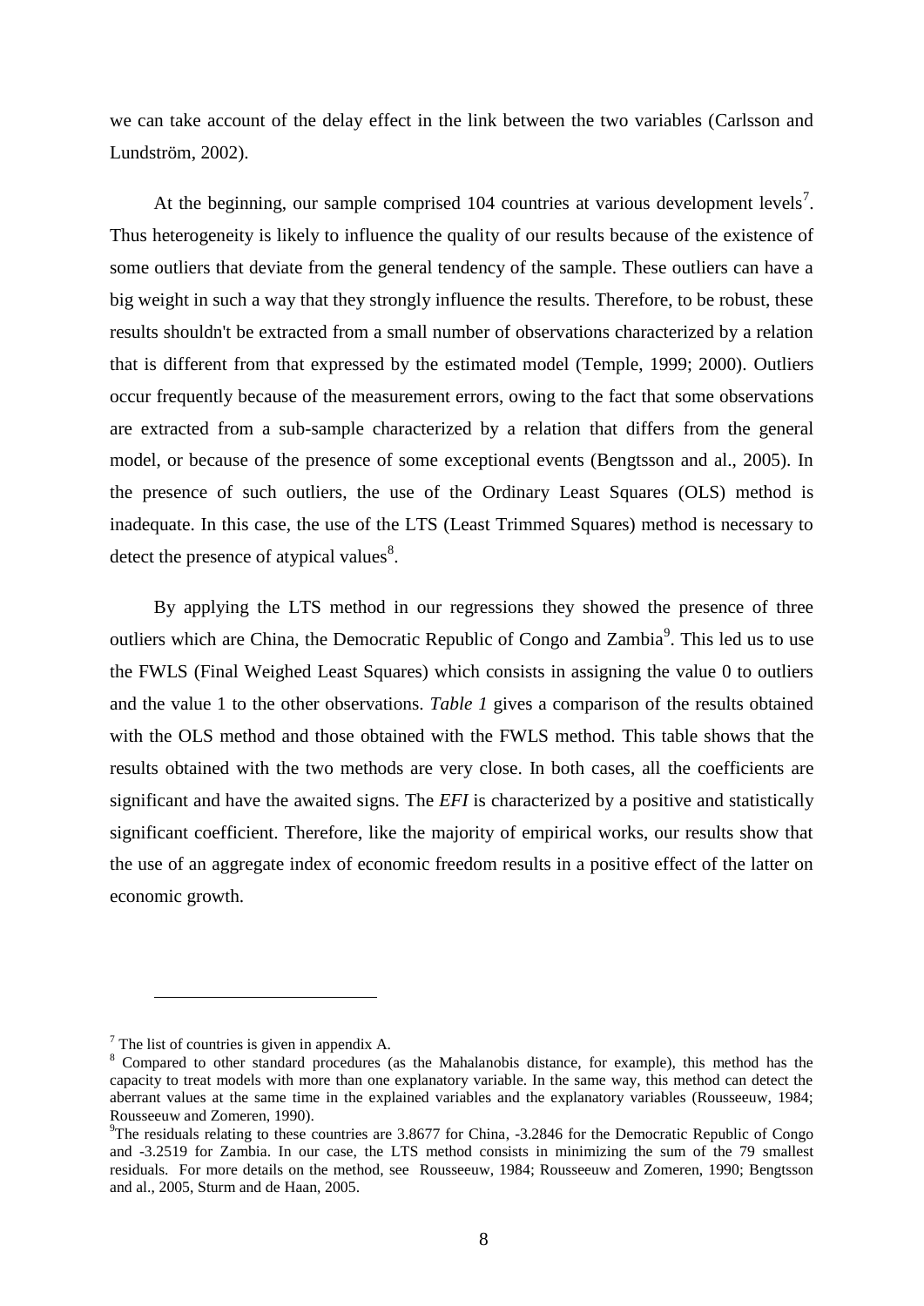we can take account of the delay effect in the link between the two variables (Carlsson and Lundström, 2002).

At the beginning, our sample comprised 104 countries at various development levels[7]. Thus heterogeneity is likely to influence the quality of our results because of the existence of some outliers that deviate from the general tendency of the sample. These outliers can have a big weight in such a way that they strongly influence the results. Therefore, to be robust, these results shouldn't be extracted from a small number of observations characterized by a relation that is different from that expressed by the estimated model (Temple, 1999; 2000). Outliers occur frequently because of the measurement errors, owing to the fact that some observations are extracted from a sub-sample characterized by a relation that differs from the general model, or because of the presence of some exceptional events (Bengtsson and al., 2005). In the presence of such outliers, the use of the Ordinary Least Squares (OLS) method is inadequate. In this case, the use of the LTS (Least Trimmed Squares) method is necessary to detect the presence of atypical values[8].

By applying the LTS method in our regressions they showed the presence of three outliers which are China, the Democratic Republic of Congo and Zambia[9]. This led us to use the FWLS (Final Weighed Least Squares) which consists in assigning the value 0 to outliers and the value 1 to the other observations. *Table 1* gives a comparison of the results obtained with the OLS method and those obtained with the FWLS method. This table shows that the results obtained with the two methods are very close. In both cases, all the coefficients are significant and have the awaited signs. The *EFI* is characterized by a positive and statistically significant coefficient. Therefore, like the majority of empirical works, our results show that the use of an aggregate index of economic freedom results in a positive effect of the latter on economic growth.

---

[7] The list of countries is given in appendix A.

[8] Compared to other standard procedures (as the Mahalanobis distance, for example), this method has the capacity to treat models with more than one explanatory variable. In the same way, this method can detect the aberrant values at the same time in the explained variables and the explanatory variables (Rousseeuw, 1984; Rousseeuw and Zomeren, 1990).

[9] The residuals relating to these countries are 3.8677 for China, -3.2846 for the Democratic Republic of Congo and -3.2519 for Zambia. In our case, the LTS method consists in minimizing the sum of the 79 smallest residuals. For more details on the method, see Rousseeuw, 1984; Rousseeuw and Zomeren, 1990; Bengtsson and al., 2005, Sturm and de Haan, 2005.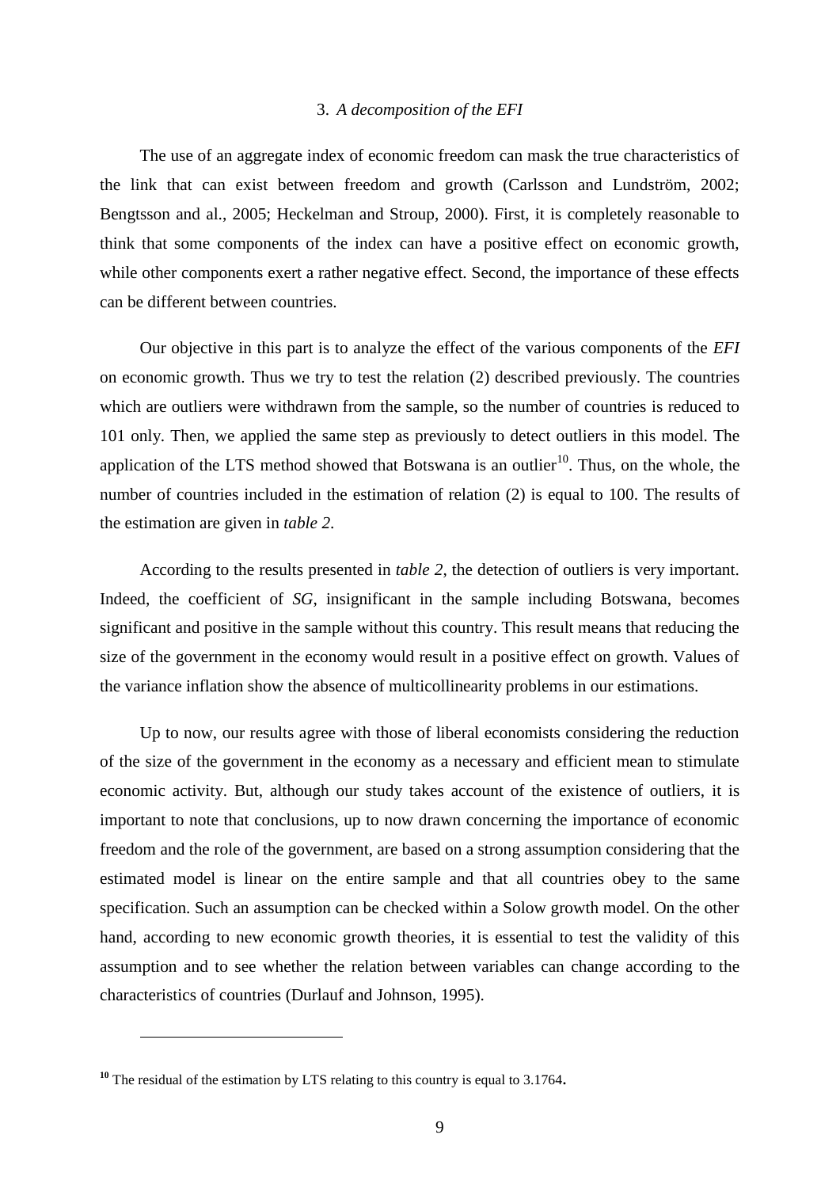## 3. *A decomposition of the EFI*

The use of an aggregate index of economic freedom can mask the true characteristics of the link that can exist between freedom and growth (Carlsson and Lundström, 2002; Bengtsson and al., 2005; Heckelman and Stroup, 2000). First, it is completely reasonable to think that some components of the index can have a positive effect on economic growth, while other components exert a rather negative effect. Second, the importance of these effects can be different between countries.

Our objective in this part is to analyze the effect of the various components of the *EFI* on economic growth. Thus we try to test the relation (2) described previously. The countries which are outliers were withdrawn from the sample, so the number of countries is reduced to 101 only. Then, we applied the same step as previously to detect outliers in this model. The application of the LTS method showed that Botswana is an outlier[10]. Thus, on the whole, the number of countries included in the estimation of relation (2) is equal to 100. The results of the estimation are given in *table 2*.

According to the results presented in *table 2*, the detection of outliers is very important. Indeed, the coefficient of *SG*, insignificant in the sample including Botswana, becomes significant and positive in the sample without this country. This result means that reducing the size of the government in the economy would result in a positive effect on growth. Values of the variance inflation show the absence of multicollinearity problems in our estimations.

Up to now, our results agree with those of liberal economists considering the reduction of the size of the government in the economy as a necessary and efficient mean to stimulate economic activity. But, although our study takes account of the existence of outliers, it is important to note that conclusions, up to now drawn concerning the importance of economic freedom and the role of the government, are based on a strong assumption considering that the estimated model is linear on the entire sample and that all countries obey to the same specification. Such an assumption can be checked within a Solow growth model. On the other hand, according to new economic growth theories, it is essential to test the validity of this assumption and to see whether the relation between variables can change according to the characteristics of countries (Durlauf and Johnson, 1995).

---

[10] The residual of the estimation by LTS relating to this country is equal to 3.1764.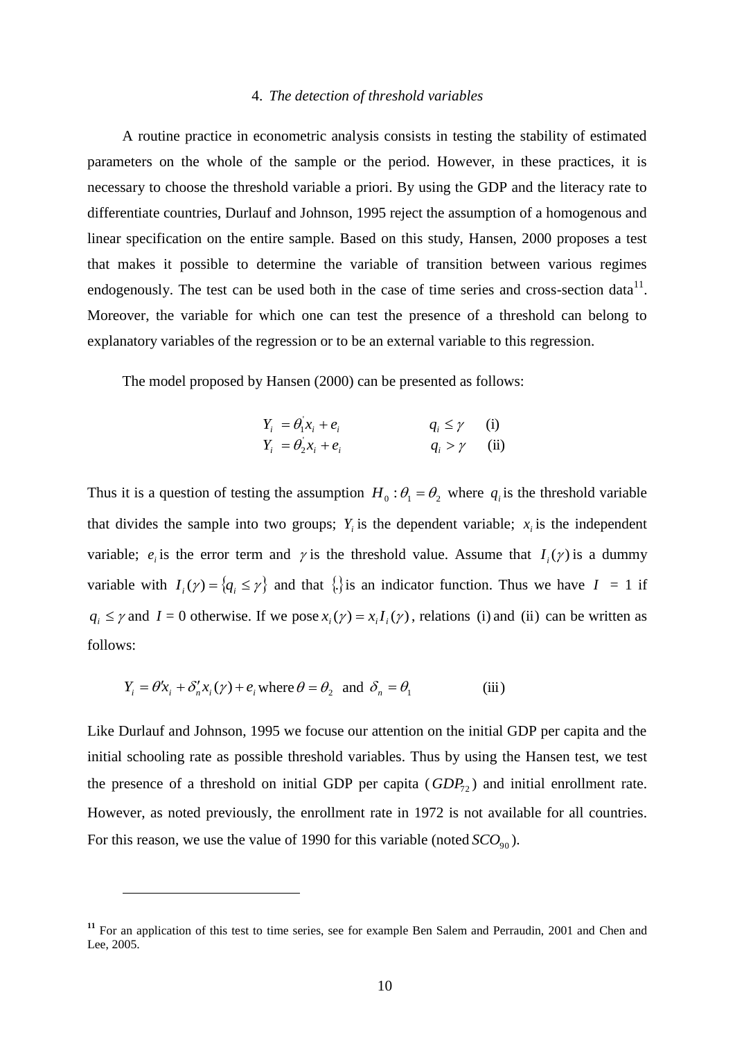### 4. *The detection of threshold variables*

A routine practice in econometric analysis consists in testing the stability of estimated parameters on the whole of the sample or the period. However, in these practices, it is necessary to choose the threshold variable a priori. By using the GDP and the literacy rate to differentiate countries, Durlauf and Johnson, 1995 reject the assumption of a homogenous and linear specification on the entire sample. Based on this study, Hansen, 2000 proposes a test that makes it possible to determine the variable of transition between various regimes endogenously. The test can be used both in the case of time series and cross-section data[11]. Moreover, the variable for which one can test the presence of a threshold can belong to explanatory variables of the regression or to be an external variable to this regression.

The model proposed by Hansen (2000) can be presented as follows:

$$Y_i = \theta_1' x_i + e_i \qquad q_i \leq \gamma \qquad \text{(i)}$$

$$Y_i = \theta_2' x_i + e_i \qquad q_i > \gamma \qquad \text{(ii)}$$

Thus it is a question of testing the assumption $H_0 : \theta_1 = \theta_2$ where $q_i$ is the threshold variable that divides the sample into two groups; $Y_i$ is the dependent variable; $x_i$ is the independent variable; $e_i$ is the error term and $\gamma$ is the threshold value. Assume that $I_i(\gamma)$ is a dummy variable with $I_i(\gamma) = \{q_i \leq \gamma\}$ and that $\{.\}$ is an indicator function. Thus we have $I = 1$ if $q_i \leq \gamma$ and $I = 0$ otherwise. If we pose $x_i(\gamma) = x_i I_i(\gamma)$, relations (i) and (ii) can be written as follows:

$$Y_i = \theta' x_i + \delta_n' x_i(\gamma) + e_i \text{ where } \theta = \theta_2 \text{ and } \delta_n = \theta_1 \qquad \text{(iii)}$$

Like Durlauf and Johnson, 1995 we focuse our attention on the initial GDP per capita and the initial schooling rate as possible threshold variables. Thus by using the Hansen test, we test the presence of a threshold on initial GDP per capita ($GDP_{72}$) and initial enrollment rate. However, as noted previously, the enrollment rate in 1972 is not available for all countries. For this reason, we use the value of 1990 for this variable (noted $SCO_{90}$).

---

[11] For an application of this test to time series, see for example Ben Salem and Perraudin, 2001 and Chen and Lee, 2005.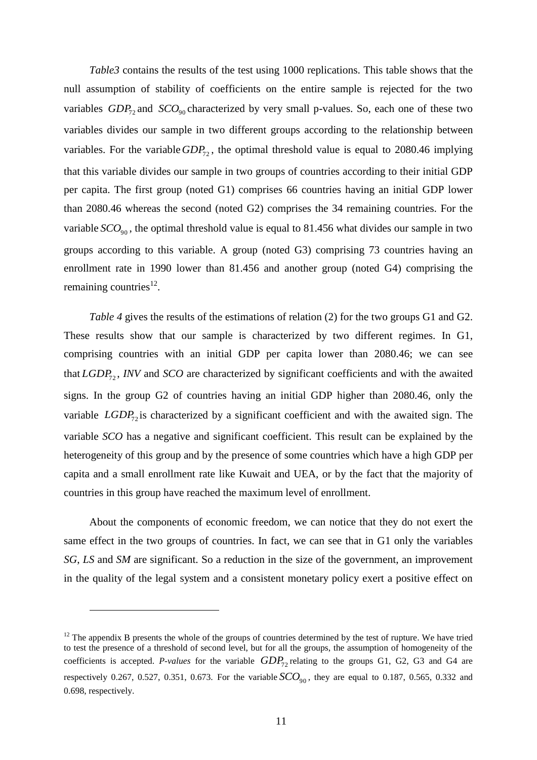*Table3* contains the results of the test using 1000 replications. This table shows that the null assumption of stability of coefficients on the entire sample is rejected for the two variables $GDP_{72}$ and $SCO_{90}$ characterized by very small p-values. So, each one of these two variables divides our sample in two different groups according to the relationship between variables. For the variable $GDP_{72}$, the optimal threshold value is equal to 2080.46 implying that this variable divides our sample in two groups of countries according to their initial GDP per capita. The first group (noted G1) comprises 66 countries having an initial GDP lower than 2080.46 whereas the second (noted G2) comprises the 34 remaining countries. For the variable $SCO_{90}$, the optimal threshold value is equal to 81.456 what divides our sample in two groups according to this variable. A group (noted G3) comprising 73 countries having an enrollment rate in 1990 lower than 81.456 and another group (noted G4) comprising the remaining countries[12].

*Table 4* gives the results of the estimations of relation (2) for the two groups G1 and G2. These results show that our sample is characterized by two different regimes. In G1, comprising countries with an initial GDP per capita lower than 2080.46; we can see that $LGDP_{72}$, *INV* and *SCO* are characterized by significant coefficients and with the awaited signs. In the group G2 of countries having an initial GDP higher than 2080.46, only the variable $LGDP_{72}$ is characterized by a significant coefficient and with the awaited sign. The variable *SCO* has a negative and significant coefficient. This result can be explained by the heterogeneity of this group and by the presence of some countries which have a high GDP per capita and a small enrollment rate like Kuwait and UEA, or by the fact that the majority of countries in this group have reached the maximum level of enrollment.

About the components of economic freedom, we can notice that they do not exert the same effect in the two groups of countries. In fact, we can see that in G1 only the variables *SG*, *LS* and *SM* are significant. So a reduction in the size of the government, an improvement in the quality of the legal system and a consistent monetary policy exert a positive effect on

---

[12] The appendix B presents the whole of the groups of countries determined by the test of rupture. We have tried to test the presence of a threshold of second level, but for all the groups, the assumption of homogeneity of the coefficients is accepted. *P-values* for the variable $GDP_{72}$ relating to the groups G1, G2, G3 and G4 are respectively 0.267, 0.527, 0.351, 0.673. For the variable $SCO_{90}$, they are equal to 0.187, 0.565, 0.332 and 0.698, respectively.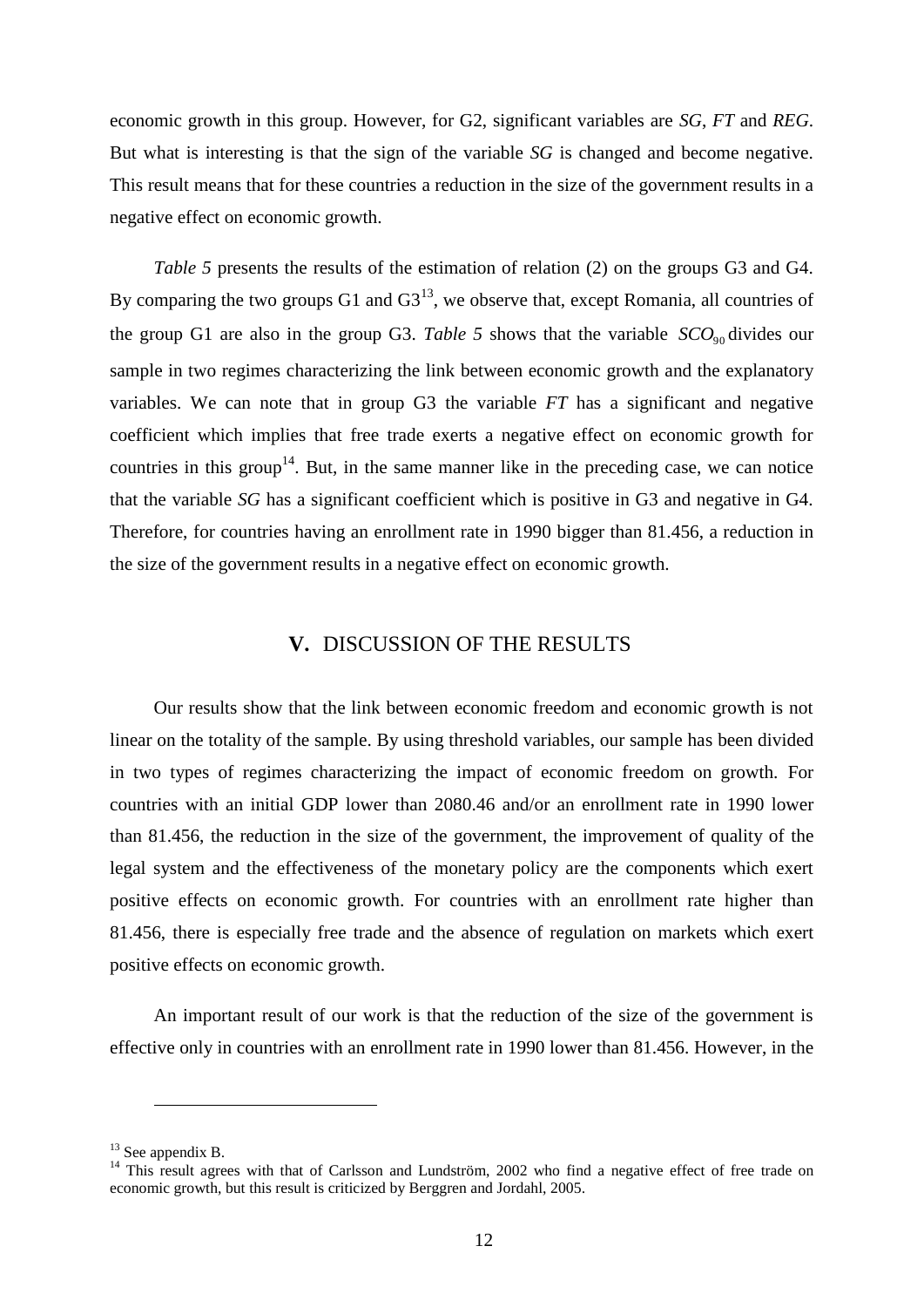economic growth in this group. However, for G2, significant variables are *SG*, *FT* and *REG*. But what is interesting is that the sign of the variable *SG* is changed and become negative. This result means that for these countries a reduction in the size of the government results in a negative effect on economic growth.

*Table 5* presents the results of the estimation of relation (2) on the groups G3 and G4. By comparing the two groups G1 and G3[13], we observe that, except Romania, all countries of the group G1 are also in the group G3. *Table 5* shows that the variable $SCO_{90}$ divides our sample in two regimes characterizing the link between economic growth and the explanatory variables. We can note that in group G3 the variable *FT* has a significant and negative coefficient which implies that free trade exerts a negative effect on economic growth for countries in this group[14]. But, in the same manner like in the preceding case, we can notice that the variable *SG* has a significant coefficient which is positive in G3 and negative in G4. Therefore, for countries having an enrollment rate in 1990 bigger than 81.456, a reduction in the size of the government results in a negative effect on economic growth.

## V. DISCUSSION OF THE RESULTS

Our results show that the link between economic freedom and economic growth is not linear on the totality of the sample. By using threshold variables, our sample has been divided in two types of regimes characterizing the impact of economic freedom on growth. For countries with an initial GDP lower than 2080.46 and/or an enrollment rate in 1990 lower than 81.456, the reduction in the size of the government, the improvement of quality of the legal system and the effectiveness of the monetary policy are the components which exert positive effects on economic growth. For countries with an enrollment rate higher than 81.456, there is especially free trade and the absence of regulation on markets which exert positive effects on economic growth.

An important result of our work is that the reduction of the size of the government is effective only in countries with an enrollment rate in 1990 lower than 81.456. However, in the

---

[13] See appendix B.

[14] This result agrees with that of Carlsson and Lundström, 2002 who find a negative effect of free trade on economic growth, but this result is criticized by Berggren and Jordahl, 2005.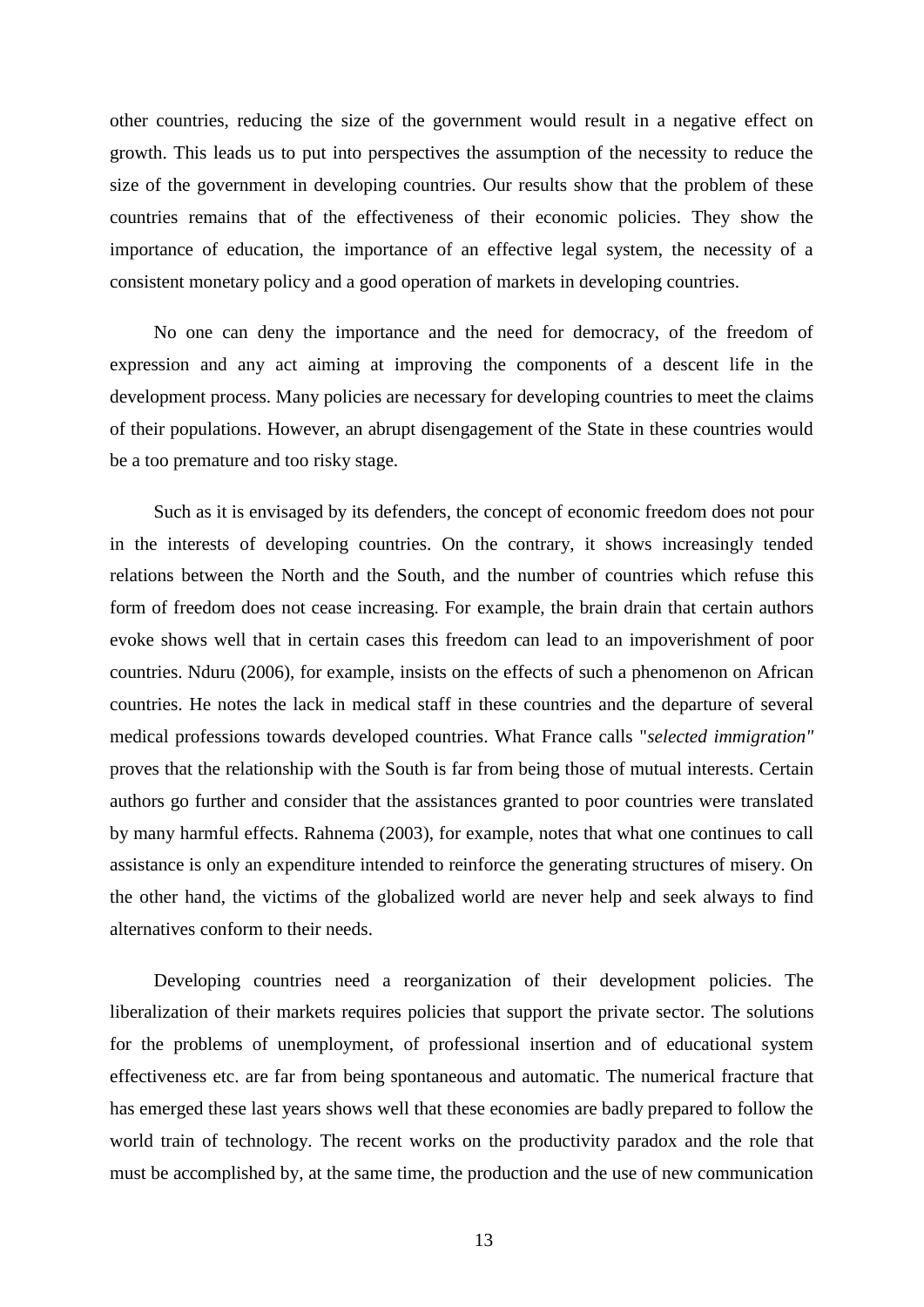other countries, reducing the size of the government would result in a negative effect on growth. This leads us to put into perspectives the assumption of the necessity to reduce the size of the government in developing countries. Our results show that the problem of these countries remains that of the effectiveness of their economic policies. They show the importance of education, the importance of an effective legal system, the necessity of a consistent monetary policy and a good operation of markets in developing countries.

No one can deny the importance and the need for democracy, of the freedom of expression and any act aiming at improving the components of a descent life in the development process. Many policies are necessary for developing countries to meet the claims of their populations. However, an abrupt disengagement of the State in these countries would be a too premature and too risky stage.

Such as it is envisaged by its defenders, the concept of economic freedom does not pour in the interests of developing countries. On the contrary, it shows increasingly tended relations between the North and the South, and the number of countries which refuse this form of freedom does not cease increasing. For example, the brain drain that certain authors evoke shows well that in certain cases this freedom can lead to an impoverishment of poor countries. Nduru (2006), for example, insists on the effects of such a phenomenon on African countries. He notes the lack in medical staff in these countries and the departure of several medical professions towards developed countries. What France calls "*selected immigration*" proves that the relationship with the South is far from being those of mutual interests. Certain authors go further and consider that the assistances granted to poor countries were translated by many harmful effects. Rahnema (2003), for example, notes that what one continues to call assistance is only an expenditure intended to reinforce the generating structures of misery. On the other hand, the victims of the globalized world are never help and seek always to find alternatives conform to their needs.

Developing countries need a reorganization of their development policies. The liberalization of their markets requires policies that support the private sector. The solutions for the problems of unemployment, of professional insertion and of educational system effectiveness etc. are far from being spontaneous and automatic. The numerical fracture that has emerged these last years shows well that these economies are badly prepared to follow the world train of technology. The recent works on the productivity paradox and the role that must be accomplished by, at the same time, the production and the use of new communication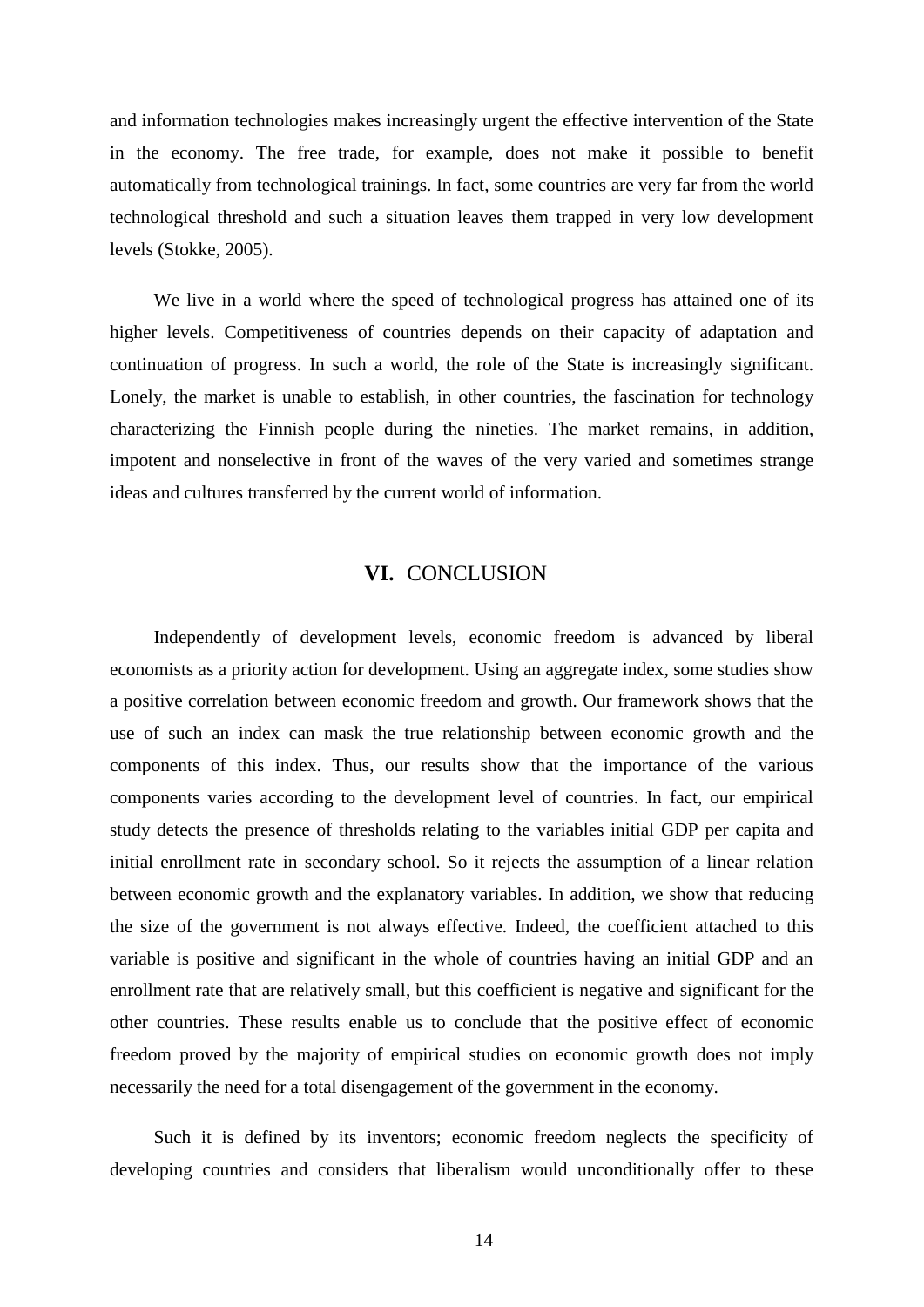and information technologies makes increasingly urgent the effective intervention of the State in the economy. The free trade, for example, does not make it possible to benefit automatically from technological trainings. In fact, some countries are very far from the world technological threshold and such a situation leaves them trapped in very low development levels (Stokke, 2005).

We live in a world where the speed of technological progress has attained one of its higher levels. Competitiveness of countries depends on their capacity of adaptation and continuation of progress. In such a world, the role of the State is increasingly significant. Lonely, the market is unable to establish, in other countries, the fascination for technology characterizing the Finnish people during the nineties. The market remains, in addition, impotent and nonselective in front of the waves of the very varied and sometimes strange ideas and cultures transferred by the current world of information.

## VI. CONCLUSION

Independently of development levels, economic freedom is advanced by liberal economists as a priority action for development. Using an aggregate index, some studies show a positive correlation between economic freedom and growth. Our framework shows that the use of such an index can mask the true relationship between economic growth and the components of this index. Thus, our results show that the importance of the various components varies according to the development level of countries. In fact, our empirical study detects the presence of thresholds relating to the variables initial GDP per capita and initial enrollment rate in secondary school. So it rejects the assumption of a linear relation between economic growth and the explanatory variables. In addition, we show that reducing the size of the government is not always effective. Indeed, the coefficient attached to this variable is positive and significant in the whole of countries having an initial GDP and an enrollment rate that are relatively small, but this coefficient is negative and significant for the other countries. These results enable us to conclude that the positive effect of economic freedom proved by the majority of empirical studies on economic growth does not imply necessarily the need for a total disengagement of the government in the economy.

Such it is defined by its inventors; economic freedom neglects the specificity of developing countries and considers that liberalism would unconditionally offer to these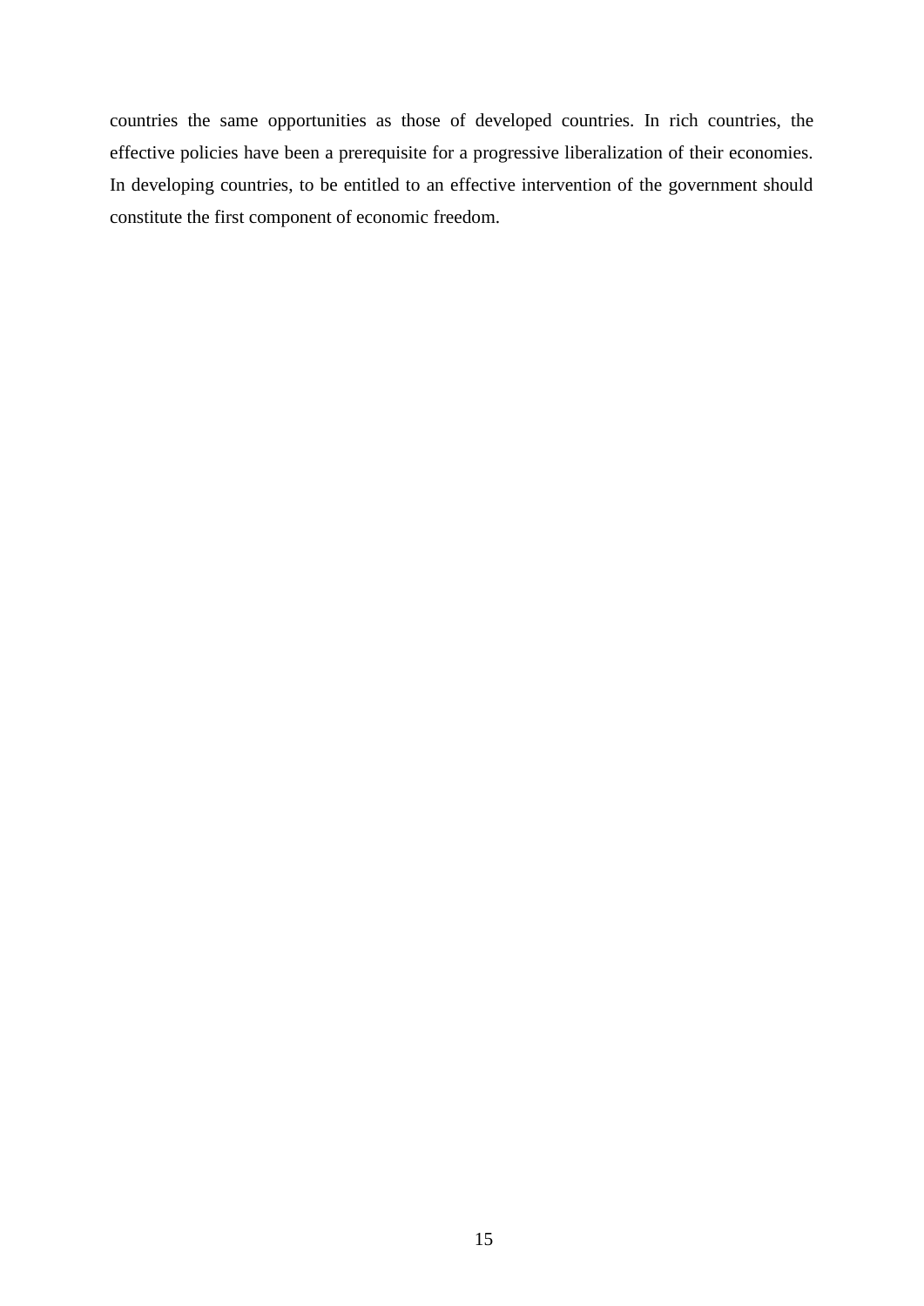countries the same opportunities as those of developed countries. In rich countries, the effective policies have been a prerequisite for a progressive liberalization of their economies. In developing countries, to be entitled to an effective intervention of the government should constitute the first component of economic freedom.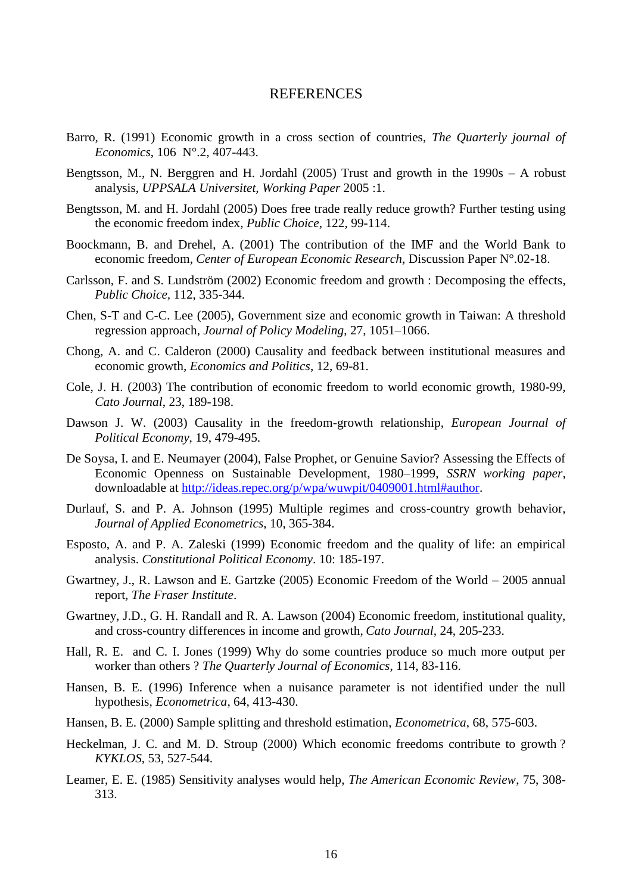# REFERENCES

Barro, R. (1991) Economic growth in a cross section of countries, *The Quarterly journal of Economics*, 106 N°.2, 407-443.

Bengtsson, M., N. Berggren and H. Jordahl (2005) Trust and growth in the 1990s – A robust analysis, *UPPSALA Universitet*, *Working Paper* 2005 :1.

Bengtsson, M. and H. Jordahl (2005) Does free trade really reduce growth? Further testing using the economic freedom index, *Public Choice*, 122, 99-114.

Boockmann, B. and Drehel, A. (2001) The contribution of the IMF and the World Bank to economic freedom, *Center of European Economic Research*, Discussion Paper N°.02-18.

Carlsson, F. and S. Lundström (2002) Economic freedom and growth : Decomposing the effects, *Public Choice*, 112, 335-344.

Chen, S-T and C-C. Lee (2005), Government size and economic growth in Taiwan: A threshold regression approach, *Journal of Policy Modeling*, 27, 1051–1066.

Chong, A. and C. Calderon (2000) Causality and feedback between institutional measures and economic growth, *Economics and Politics*, 12, 69-81.

Cole, J. H. (2003) The contribution of economic freedom to world economic growth, 1980-99, *Cato Journal*, 23, 189-198.

Dawson J. W. (2003) Causality in the freedom-growth relationship, *European Journal of Political Economy*, 19, 479-495.

De Soysa, I. and E. Neumayer (2004), False Prophet, or Genuine Savior? Assessing the Effects of Economic Openness on Sustainable Development, 1980–1999, *SSRN working paper*, downloadable at http://ideas.repec.org/p/wpa/wuwpit/0409001.html#author.

Durlauf, S. and P. A. Johnson (1995) Multiple regimes and cross-country growth behavior, *Journal of Applied Econometrics*, 10, 365-384.

Esposto, A. and P. A. Zaleski (1999) Economic freedom and the quality of life: an empirical analysis. *Constitutional Political Economy*. 10: 185-197.

Gwartney, J., R. Lawson and E. Gartzke (2005) Economic Freedom of the World – 2005 annual report, *The Fraser Institute*.

Gwartney, J.D., G. H. Randall and R. A. Lawson (2004) Economic freedom, institutional quality, and cross-country differences in income and growth, *Cato Journal*, 24, 205-233.

Hall, R. E. and C. I. Jones (1999) Why do some countries produce so much more output per worker than others ? *The Quarterly Journal of Economics*, 114, 83-116.

Hansen, B. E. (1996) Inference when a nuisance parameter is not identified under the null hypothesis, *Econometrica*, 64, 413-430.

Hansen, B. E. (2000) Sample splitting and threshold estimation, *Econometrica*, 68, 575-603.

Heckelman, J. C. and M. D. Stroup (2000) Which economic freedoms contribute to growth ? *KYKLOS*, 53, 527-544.

Leamer, E. E. (1985) Sensitivity analyses would help, *The American Economic Review*, 75, 308-313.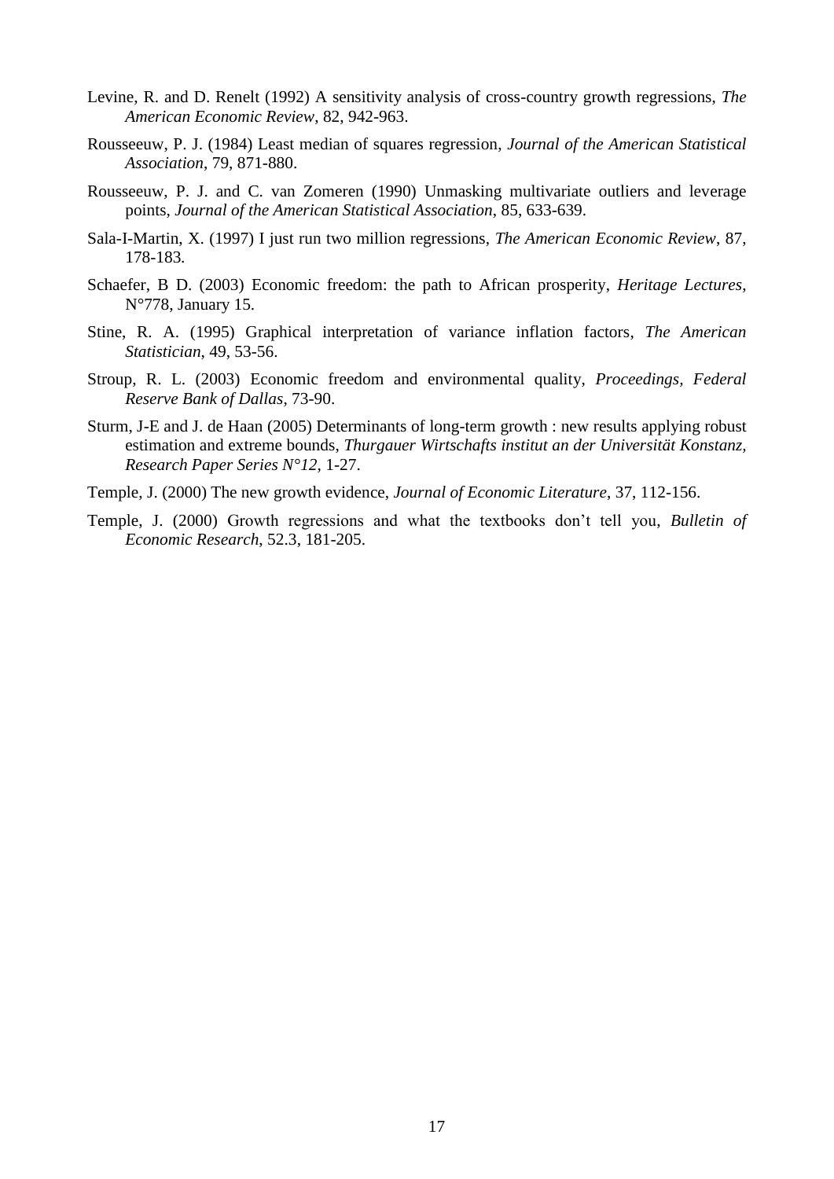Levine, R. and D. Renelt (1992) A sensitivity analysis of cross-country growth regressions, *The American Economic Review*, 82, 942-963.

Rousseeuw, P. J. (1984) Least median of squares regression, *Journal of the American Statistical Association*, 79, 871-880.

Rousseeuw, P. J. and C. van Zomeren (1990) Unmasking multivariate outliers and leverage points, *Journal of the American Statistical Association*, 85, 633-639.

Sala-I-Martin, X. (1997) I just run two million regressions, *The American Economic Review*, 87, 178-183.

Schaefer, B D. (2003) Economic freedom: the path to African prosperity, *Heritage Lectures*, N°778, January 15.

Stine, R. A. (1995) Graphical interpretation of variance inflation factors, *The American Statistician*, 49, 53-56.

Stroup, R. L. (2003) Economic freedom and environmental quality, *Proceedings, Federal Reserve Bank of Dallas*, 73-90.

Sturm, J-E and J. de Haan (2005) Determinants of long-term growth : new results applying robust estimation and extreme bounds, *Thurgauer Wirtschafts institut an der Universität Konstanz, Research Paper Series N°12*, 1-27.

Temple, J. (2000) The new growth evidence, *Journal of Economic Literature*, 37, 112-156.

Temple, J. (2000) Growth regressions and what the textbooks don't tell you, *Bulletin of Economic Research*, 52.3, 181-205.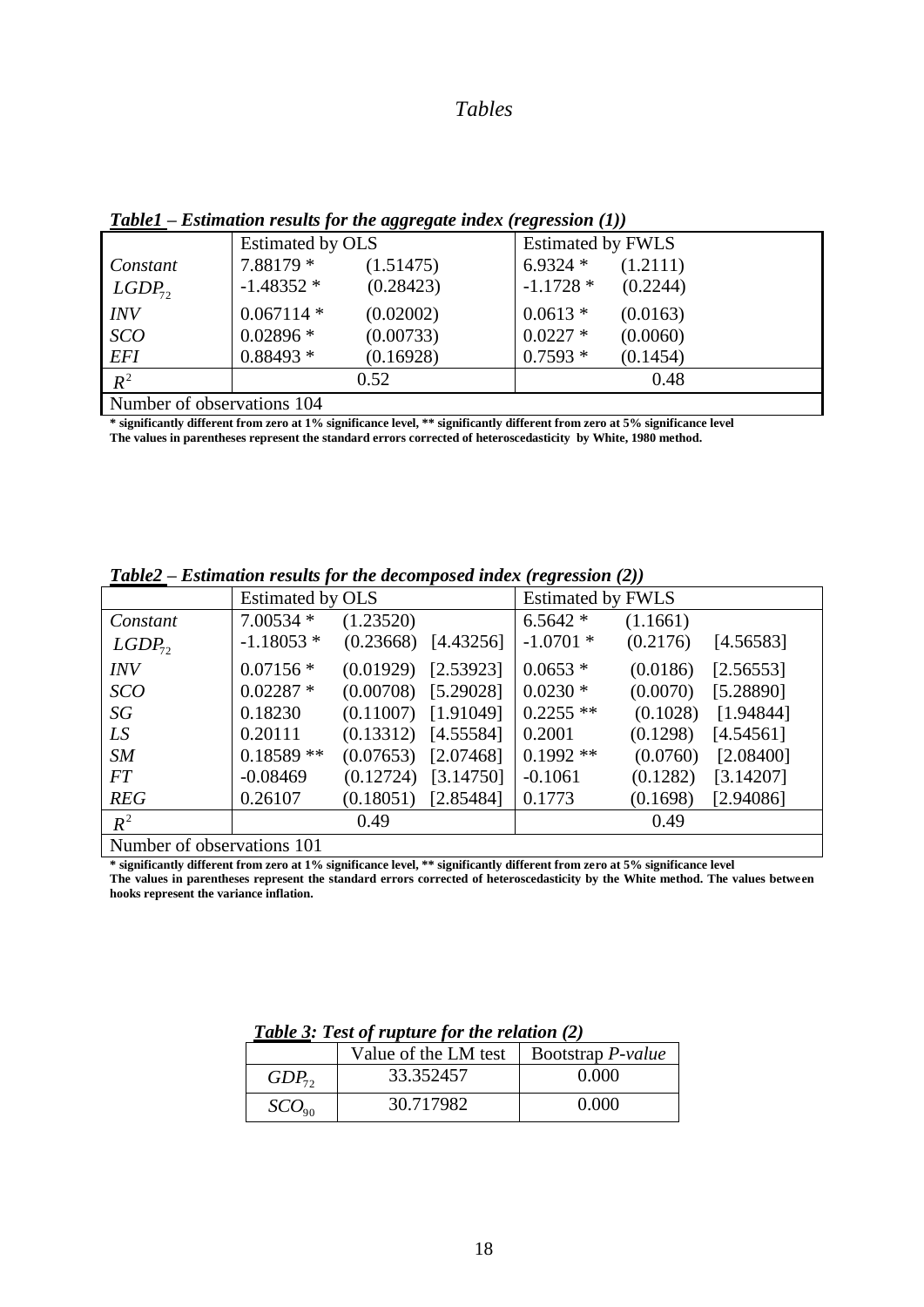# *Tables*

***Table1* – Estimation results for the aggregate index (regression (1))**

| | Estimated by OLS | | Estimated by FWLS | |
|---|---|---|---|---|
| *Constant* | 7.88179 * | (1.51475) | 6.9324 * | (1.2111) |
| $LGDP_{72}$ | -1.48352 * | (0.28423) | -1.1728 * | (0.2244) |
| *INV* | 0.067114 * | (0.02002) | 0.0613 * | (0.0163) |
| *SCO* | 0.02896 * | (0.00733) | 0.0227 * | (0.0060) |
| *EFI* | 0.88493 * | (0.16928) | 0.7593 * | (0.1454) |
| $R^2$ | 0.52 | | 0.48 | |
| Number of observations 104 | | | | |

**\* significantly different from zero at 1% significance level, \*\* significantly different from zero at 5% significance level**
**The values in parentheses represent the standard errors corrected of heteroscedasticity by White, 1980 method.**

***Table2* – Estimation results for the decomposed index (regression (2))**

| | Estimated by OLS | | | Estimated by FWLS | | |
|---|---|---|---|---|---|---|
| *Constant* | 7.00534 * | (1.23520) | | 6.5642 * | (1.1661) | |
| $LGDP_{72}$ | -1.18053 * | (0.23668) | [4.43256] | -1.0701 * | (0.2176) | [4.56583] |
| *INV* | 0.07156 * | (0.01929) | [2.53923] | 0.0653 * | (0.0186) | [2.56553] |
| *SCO* | 0.02287 * | (0.00708) | [5.29028] | 0.0230 * | (0.0070) | [5.28890] |
| *SG* | 0.18230 | (0.11007) | [1.91049] | 0.2255 ** | (0.1028) | [1.94844] |
| *LS* | 0.20111 | (0.13312) | [4.55584] | 0.2001 | (0.1298) | [4.54561] |
| *SM* | 0.18589 ** | (0.07653) | [2.07468] | 0.1992 ** | (0.0760) | [2.08400] |
| *FT* | -0.08469 | (0.12724) | [3.14750] | -0.1061 | (0.1282) | [3.14207] |
| *REG* | 0.26107 | (0.18051) | [2.85484] | 0.1773 | (0.1698) | [2.94086] |
| $R^2$ | 0.49 | | | 0.49 | | |
| Number of observations 101 | | | | | | |

**\* significantly different from zero at 1% significance level, \*\* significantly different from zero at 5% significance level**
**The values in parentheses represent the standard errors corrected of heteroscedasticity by the White method. The values between hooks represent the variance inflation.**

***Table 3: Test of rupture for the relation (2)***

| | Value of the LM test | Bootstrap *P-value* |
|---|---|---|
| $GDP_{72}$ | 33.352457 | 0.000 |
| $SCO_{90}$ | 30.717982 | 0.000 |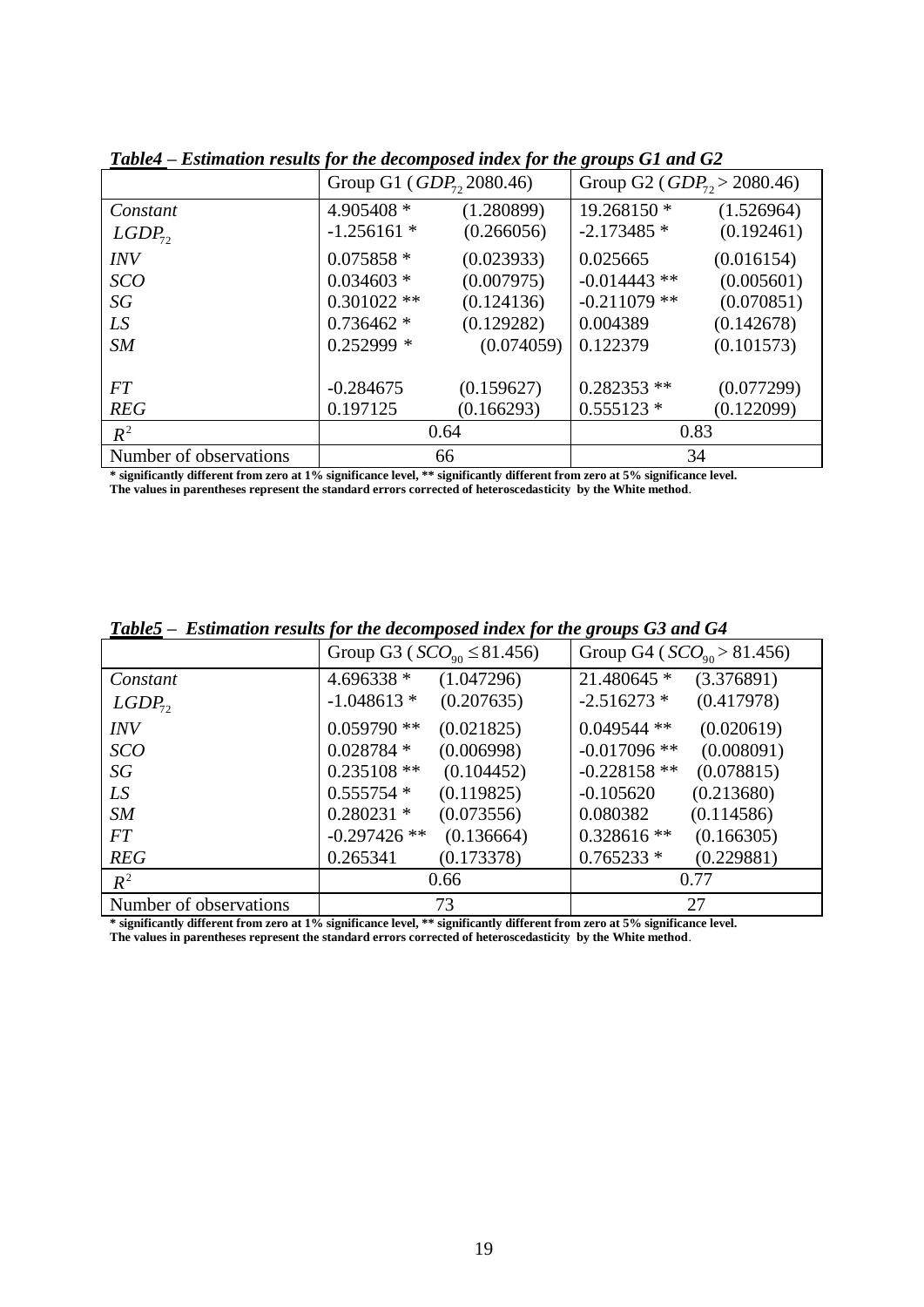***Table4 – Estimation results for the decomposed index for the groups G1 and G2***

| | Group G1 ( $GDP_{72}$ 2080.46) | | Group G2 ( $GDP_{72} > 2080.46$) | |
|---|---|---|---|---|
| *Constant* | 4.905408 * | (1.280899) | 19.268150 * | (1.526964) |
| $LGDP_{72}$ | -1.256161 * | (0.266056) | -2.173485 * | (0.192461) |
| *INV* | 0.075858 * | (0.023933) | 0.025665 | (0.016154) |
| *SCO* | 0.034603 * | (0.007975) | -0.014443 ** | (0.005601) |
| *SG* | 0.301022 ** | (0.124136) | -0.211079 ** | (0.070851) |
| *LS* | 0.736462 * | (0.129282) | 0.004389 | (0.142678) |
| *SM* | 0.252999 * | (0.074059) | 0.122379 | (0.101573) |
| *FT* | -0.284675 | (0.159627) | 0.282353 ** | (0.077299) |
| *REG* | 0.197125 | (0.166293) | 0.555123 * | (0.122099) |
| $R^2$ | 0.64 | | 0.83 | |
| Number of observations | 66 | | 34 | |

**\* significantly different from zero at 1% significance level, \*\* significantly different from zero at 5% significance level.**
**The values in parentheses represent the standard errors corrected of heteroscedasticity by the White method.**

***Table5 – Estimation results for the decomposed index for the groups G3 and G4***

| | Group G3 ( $SCO_{90} \leq 81.456$) | | Group G4 ( $SCO_{90} > 81.456$) | |
|---|---|---|---|---|
| *Constant* | 4.696338 * | (1.047296) | 21.480645 * | (3.376891) |
| $LGDP_{72}$ | -1.048613 * | (0.207635) | -2.516273 * | (0.417978) |
| *INV* | 0.059790 ** | (0.021825) | 0.049544 ** | (0.020619) |
| *SCO* | 0.028784 * | (0.006998) | -0.017096 ** | (0.008091) |
| *SG* | 0.235108 ** | (0.104452) | -0.228158 ** | (0.078815) |
| *LS* | 0.555754 * | (0.119825) | -0.105620 | (0.213680) |
| *SM* | 0.280231 * | (0.073556) | 0.080382 | (0.114586) |
| *FT* | -0.297426 ** | (0.136664) | 0.328616 ** | (0.166305) |
| *REG* | 0.265341 | (0.173378) | 0.765233 * | (0.229881) |
| $R^2$ | 0.66 | | 0.77 | |
| Number of observations | 73 | | 27 | |

**\* significantly different from zero at 1% significance level, \*\* significantly different from zero at 5% significance level.**
**The values in parentheses represent the standard errors corrected of heteroscedasticity by the White method.**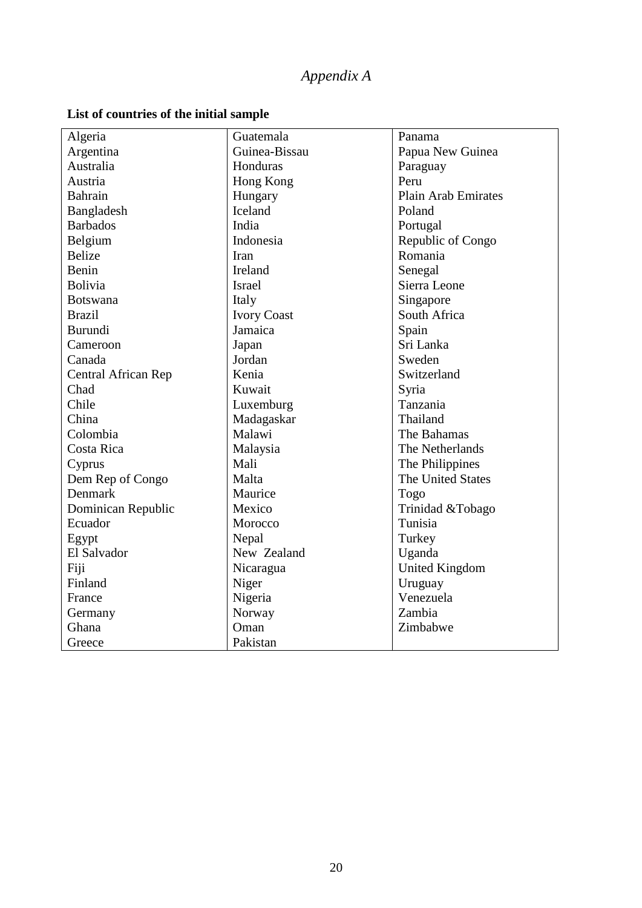*Appendix A*

**List of countries of the initial sample**

| | | |
|---|---|---|
| Algeria | Guatemala | Panama |
| Argentina | Guinea-Bissau | Papua New Guinea |
| Australia | Honduras | Paraguay |
| Austria | Hong Kong | Peru |
| Bahrain | Hungary | Plain Arab Emirates |
| Bangladesh | Iceland | Poland |
| Barbados | India | Portugal |
| Belgium | Indonesia | Republic of Congo |
| Belize | Iran | Romania |
| Benin | Ireland | Senegal |
| Bolivia | Israel | Sierra Leone |
| Botswana | Italy | Singapore |
| Brazil | Ivory Coast | South Africa |
| Burundi | Jamaica | Spain |
| Cameroon | Japan | Sri Lanka |
| Canada | Jordan | Sweden |
| Central African Rep | Kenia | Switzerland |
| Chad | Kuwait | Syria |
| Chile | Luxemburg | Tanzania |
| China | Madagaskar | Thailand |
| Colombia | Malawi | The Bahamas |
| Costa Rica | Malaysia | The Netherlands |
| Cyprus | Mali | The Philippines |
| Dem Rep of Congo | Malta | The United States |
| Denmark | Maurice | Togo |
| Dominican Republic | Mexico | Trinidad &Tobago |
| Ecuador | Morocco | Tunisia |
| Egypt | Nepal | Turkey |
| El Salvador | New Zealand | Uganda |
| Fiji | Nicaragua | United Kingdom |
| Finland | Niger | Uruguay |
| France | Nigeria | Venezuela |
| Germany | Norway | Zambia |
| Ghana | Oman | Zimbabwe |
| Greece | Pakistan | |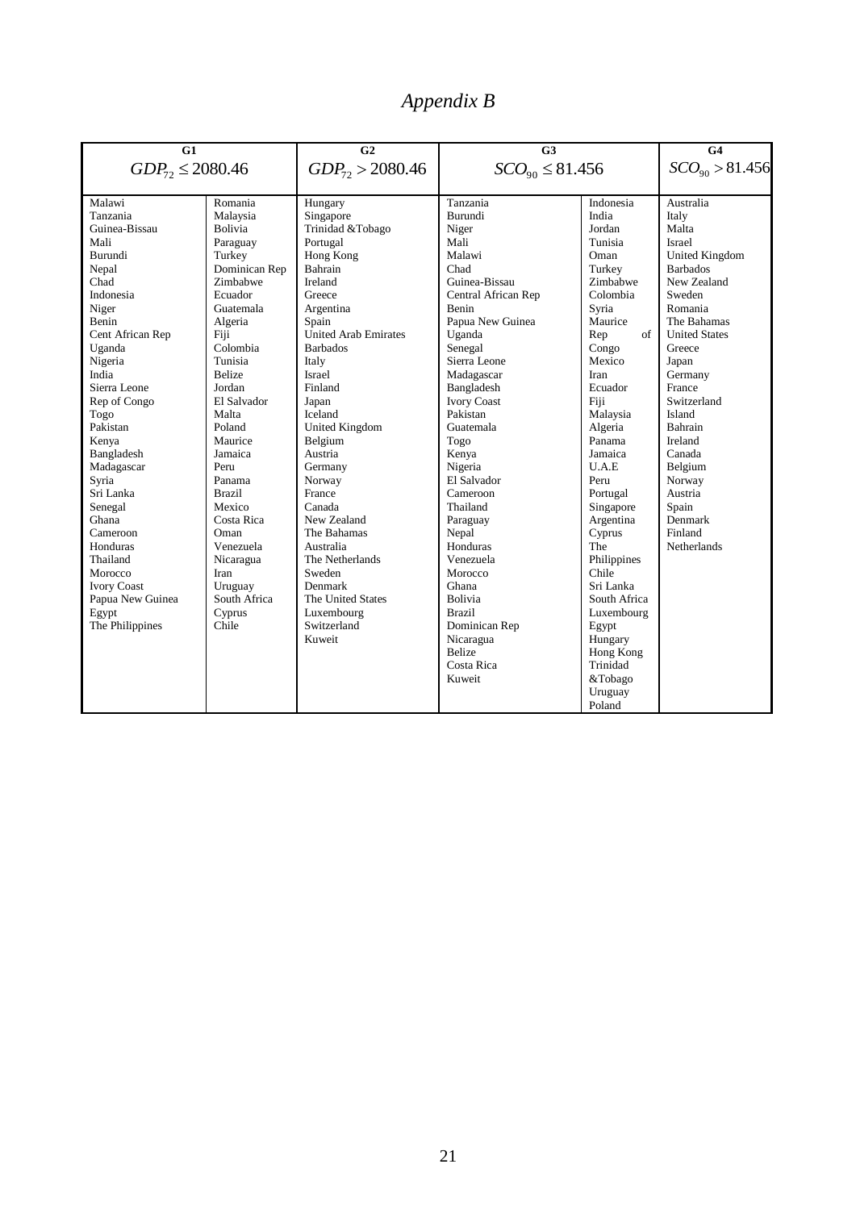# *Appendix B*

| G1 $GDP_{72} \leq 2080.46$ | | G2 $GDP_{72} > 2080.46$ | G3 $SCO_{90} \leq 81.456$ | | G4 $SCO_{90} > 81.456$ |
|---|---|---|---|---|---|
| Malawi | Romania | Hungary | Tanzania | Indonesia | Australia |
| Tanzania | Malaysia | Singapore | Burundi | India | Italy |
| Guinea-Bissau | Bolivia | Trinidad &Tobago | Niger | Jordan | Malta |
| Mali | Paraguay | Portugal | Mali | Tunisia | Israel |
| Burundi | Turkey | Hong Kong | Malawi | Oman | United Kingdom |
| Nepal | Dominican Rep | Bahrain | Chad | Turkey | Barbados |
| Chad | Zimbabwe | Ireland | Guinea-Bissau | Zimbabwe | New Zealand |
| Indonesia | Ecuador | Greece | Central African Rep | Colombia | Sweden |
| Niger | Guatemala | Argentina | Benin | Syria | Romania |
| Benin | Algeria | Spain | Papua New Guinea | Maurice | The Bahamas |
| Cent African Rep | Fiji | United Arab Emirates | Uganda | Rep of | United States |
| Uganda | Colombia | Barbados | Senegal | Congo | Greece |
| Nigeria | Tunisia | Italy | Sierra Leone | Mexico | Japan |
| India | Belize | Israel | Madagascar | Iran | Germany |
| Sierra Leone | Jordan | Finland | Bangladesh | Ecuador | France |
| Rep of Congo | El Salvador | Japan | Ivory Coast | Fiji | Switzerland |
| Togo | Malta | Iceland | Pakistan | Malaysia | Island |
| Pakistan | Poland | United Kingdom | Guatemala | Algeria | Bahrain |
| Kenya | Maurice | Belgium | Togo | Panama | Ireland |
| Bangladesh | Jamaica | Austria | Kenya | Jamaica | Canada |
| Madagascar | Peru | Germany | Nigeria | U.A.E | Belgium |
| Syria | Panama | Norway | El Salvador | Peru | Norway |
| Sri Lanka | Brazil | France | Cameroon | Portugal | Austria |
| Senegal | Mexico | Canada | Thailand | Singapore | Spain |
| Ghana | Costa Rica | New Zealand | Paraguay | Argentina | Denmark |
| Cameroon | Oman | The Bahamas | Nepal | Cyprus | Finland |
| Honduras | Venezuela | Australia | Honduras | The | Netherlands |
| Thailand | Nicaragua | The Netherlands | Venezuela | Philippines | |
| Morocco | Iran | Sweden | Morocco | Chile | |
| Ivory Coast | Uruguay | Denmark | Ghana | Sri Lanka | |
| Papua New Guinea | South Africa | The United States | Bolivia | South Africa | |
| Egypt | Cyprus | Luxembourg | Brazil | Luxembourg | |
| The Philippines | Chile | Switzerland | Dominican Rep | Egypt | |
| | | Kuweit | Nicaragua | Hungary | |
| | | | Belize | Hong Kong | |
| | | | Costa Rica | Trinidad | |
| | | | Kuweit | &Tobago | |
| | | | | Uruguay | |
| | | | | Poland | |